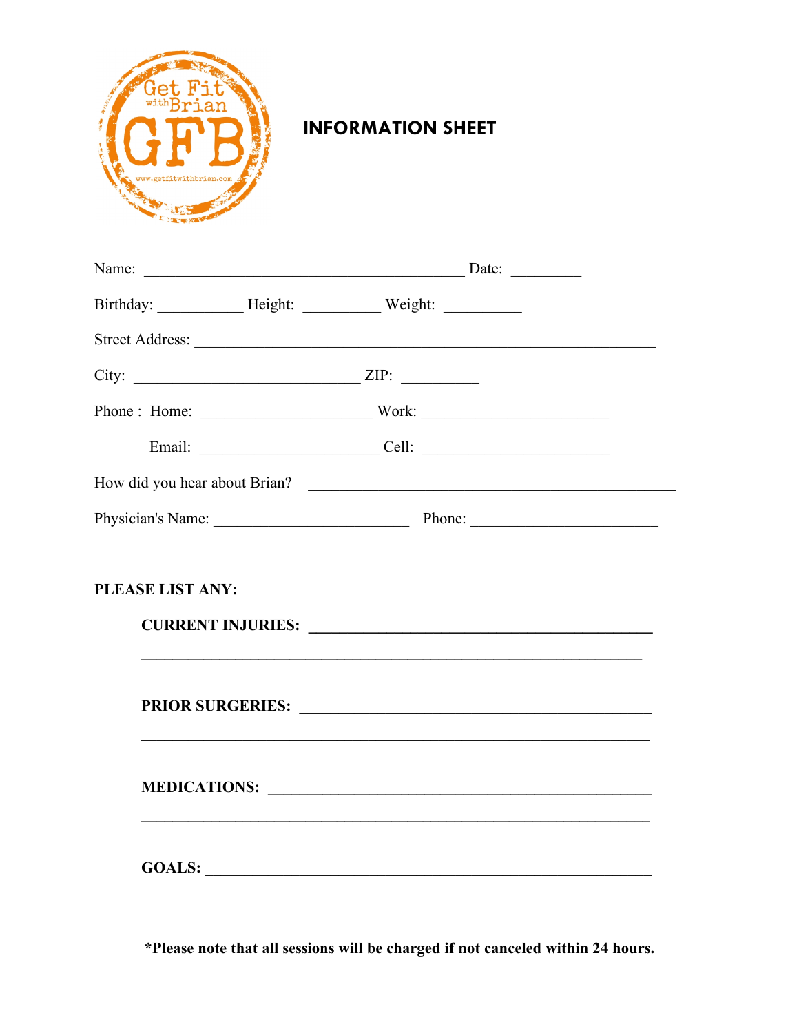Get Fit with Brian

GFB

www.getfitwithbrian.com

# INFORMATION SHEET

Name: ________________________________________ Date: _________

Birthday: ___________ Height: __________ Weight: __________

Street Address: ____________________________________________________________

City: _____________________________ ZIP: __________

Phone : Home: ______________________ Work: ________________________

Email: _______________________ Cell: ________________________

How did you hear about Brian? _______________________________________________

Physician's Name: _________________________ Phone: ________________________

**PLEASE LIST ANY:**

**CURRENT INJURIES: ________________________________________________**

**_________________________________________________________________**

**PRIOR SURGERIES: _________________________________________________**

**_________________________________________________________________**

**MEDICATIONS: _____________________________________________________**

**_________________________________________________________________**

**GOALS: __________________________________________________________**

**\*Please note that all sessions will be charged if not canceled within 24 hours.**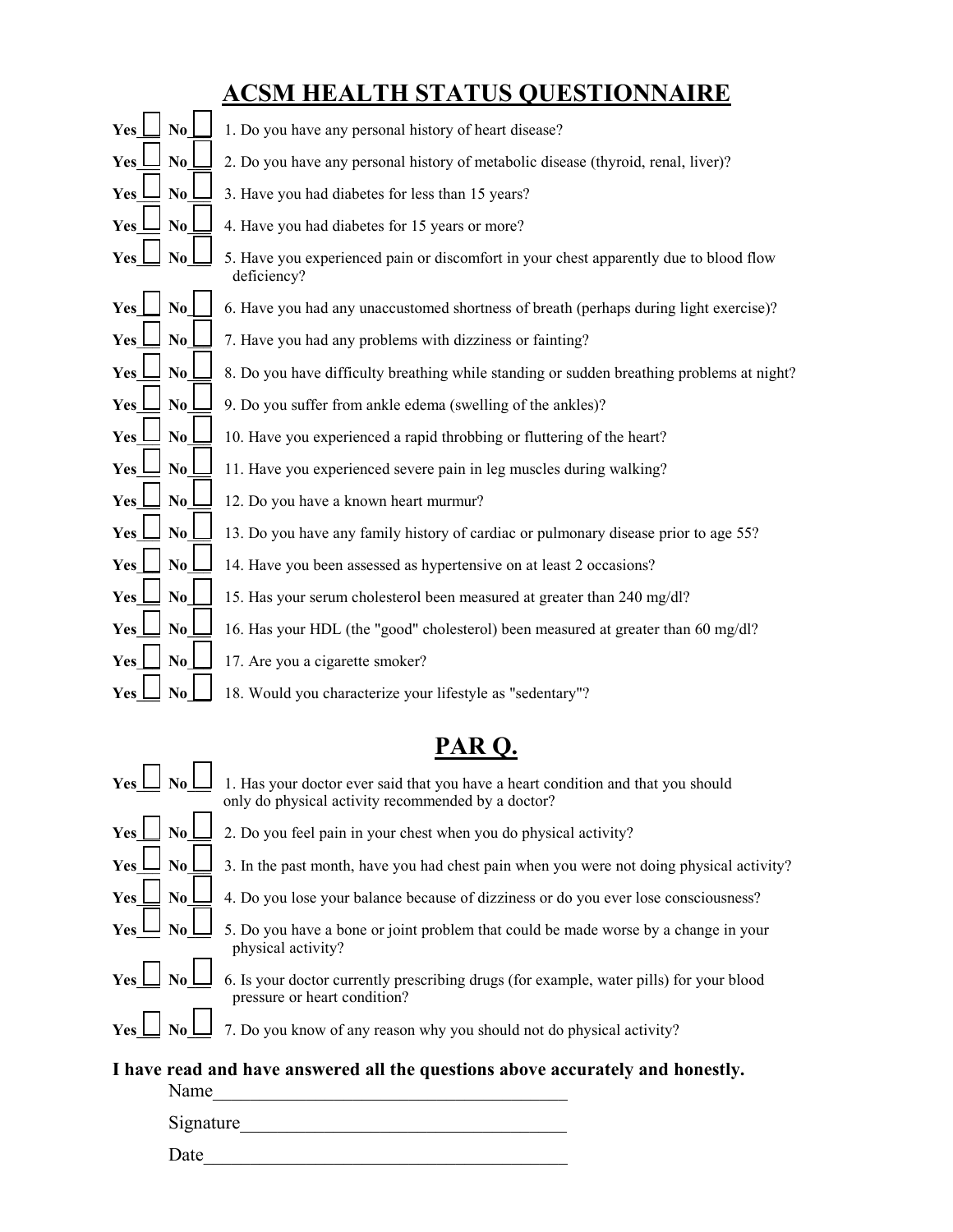# ACSM HEALTH STATUS QUESTIONNAIRE

Yes ☐ No ☐ 1. Do you have any personal history of heart disease?

Yes ☐ No ☐ 2. Do you have any personal history of metabolic disease (thyroid, renal, liver)?

Yes ☐ No ☐ 3. Have you had diabetes for less than 15 years?

Yes ☐ No ☐ 4. Have you had diabetes for 15 years or more?

Yes ☐ No ☐ 5. Have you experienced pain or discomfort in your chest apparently due to blood flow deficiency?

Yes ☐ No ☐ 6. Have you had any unaccustomed shortness of breath (perhaps during light exercise)?

Yes ☐ No ☐ 7. Have you had any problems with dizziness or fainting?

Yes ☐ No ☐ 8. Do you have difficulty breathing while standing or sudden breathing problems at night?

Yes ☐ No ☐ 9. Do you suffer from ankle edema (swelling of the ankles)?

Yes ☐ No ☐ 10. Have you experienced a rapid throbbing or fluttering of the heart?

Yes ☐ No ☐ 11. Have you experienced severe pain in leg muscles during walking?

Yes ☐ No ☐ 12. Do you have a known heart murmur?

Yes ☐ No ☐ 13. Do you have any family history of cardiac or pulmonary disease prior to age 55?

Yes ☐ No ☐ 14. Have you been assessed as hypertensive on at least 2 occasions?

Yes ☐ No ☐ 15. Has your serum cholesterol been measured at greater than 240 mg/dl?

Yes ☐ No ☐ 16. Has your HDL (the "good" cholesterol) been measured at greater than 60 mg/dl?

Yes ☐ No ☐ 17. Are you a cigarette smoker?

Yes ☐ No ☐ 18. Would you characterize your lifestyle as "sedentary"?

# PAR Q.

Yes ☐ No ☐ 1. Has your doctor ever said that you have a heart condition and that you should only do physical activity recommended by a doctor?

Yes ☐ No ☐ 2. Do you feel pain in your chest when you do physical activity?

Yes ☐ No ☐ 3. In the past month, have you had chest pain when you were not doing physical activity?

Yes ☐ No ☐ 4. Do you lose your balance because of dizziness or do you ever lose consciousness?

Yes ☐ No ☐ 5. Do you have a bone or joint problem that could be made worse by a change in your physical activity?

Yes ☐ No ☐ 6. Is your doctor currently prescribing drugs (for example, water pills) for your blood pressure or heart condition?

Yes ☐ No ☐ 7. Do you know of any reason why you should not do physical activity?

**I have read and have answered all the questions above accurately and honestly.**

Name_______________________________________

Signature___________________________________

Date_______________________________________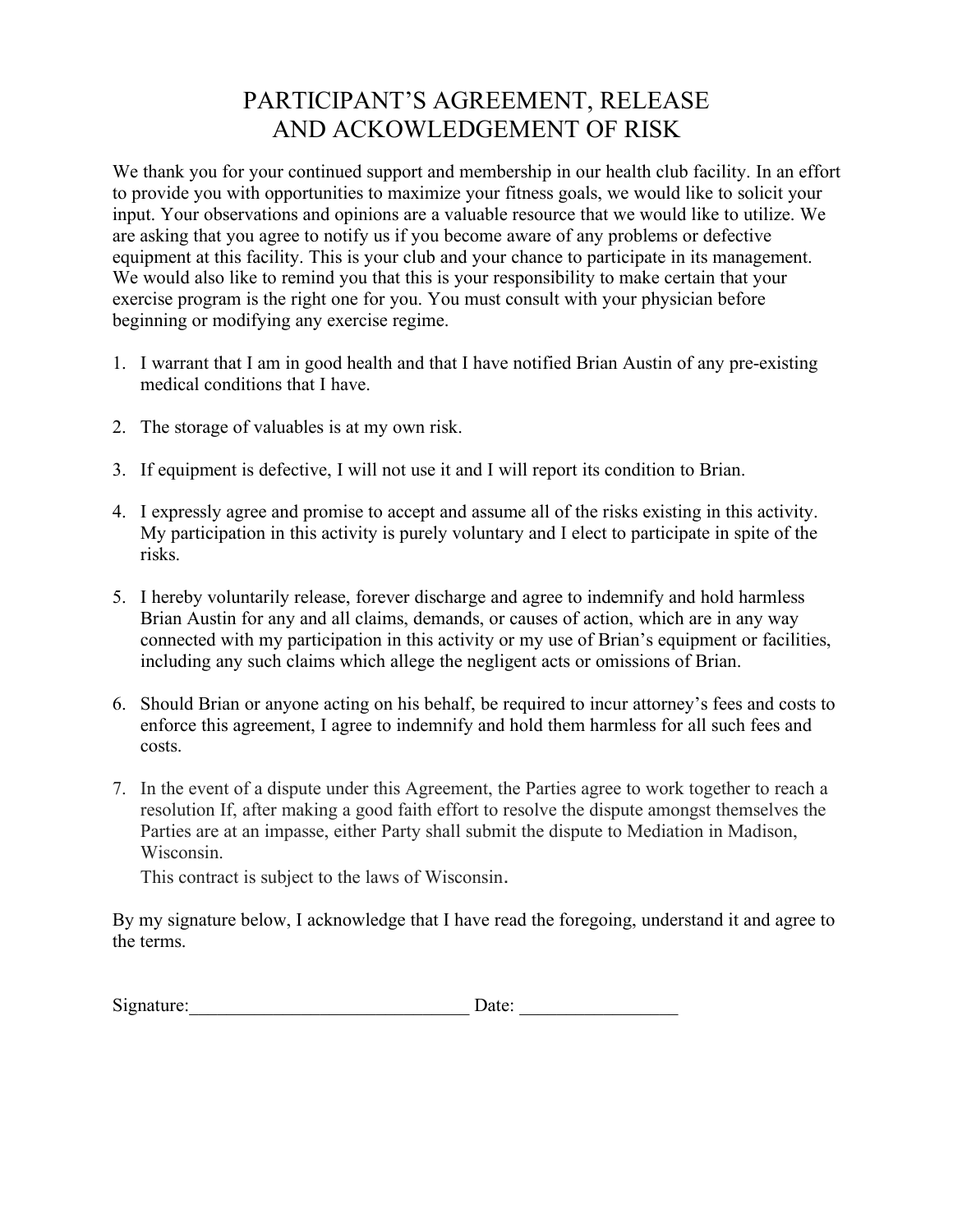# PARTICIPANT'S AGREEMENT, RELEASE AND ACKOWLEDGEMENT OF RISK

We thank you for your continued support and membership in our health club facility. In an effort to provide you with opportunities to maximize your fitness goals, we would like to solicit your input. Your observations and opinions are a valuable resource that we would like to utilize. We are asking that you agree to notify us if you become aware of any problems or defective equipment at this facility. This is your club and your chance to participate in its management. We would also like to remind you that this is your responsibility to make certain that your exercise program is the right one for you. You must consult with your physician before beginning or modifying any exercise regime.

1. I warrant that I am in good health and that I have notified Brian Austin of any pre-existing medical conditions that I have.

2. The storage of valuables is at my own risk.

3. If equipment is defective, I will not use it and I will report its condition to Brian.

4. I expressly agree and promise to accept and assume all of the risks existing in this activity. My participation in this activity is purely voluntary and I elect to participate in spite of the risks.

5. I hereby voluntarily release, forever discharge and agree to indemnify and hold harmless Brian Austin for any and all claims, demands, or causes of action, which are in any way connected with my participation in this activity or my use of Brian's equipment or facilities, including any such claims which allege the negligent acts or omissions of Brian.

6. Should Brian or anyone acting on his behalf, be required to incur attorney's fees and costs to enforce this agreement, I agree to indemnify and hold them harmless for all such fees and costs.

7. In the event of a dispute under this Agreement, the Parties agree to work together to reach a resolution If, after making a good faith effort to resolve the dispute amongst themselves the Parties are at an impasse, either Party shall submit the dispute to Mediation in Madison, Wisconsin.

   This contract is subject to the laws of Wisconsin.

By my signature below, I acknowledge that I have read the foregoing, understand it and agree to the terms.

Signature:______________________________ Date: _________________